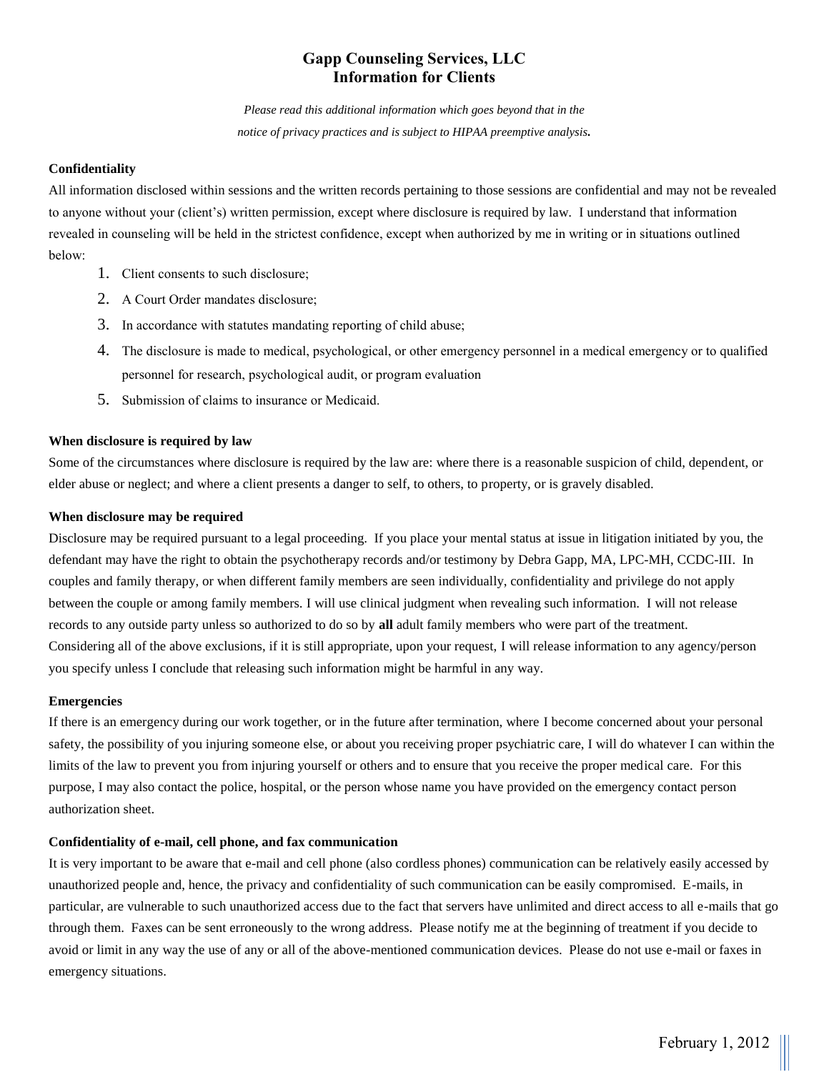# Gapp Counseling Services, LLC
# Information for Clients

*Please read this additional information which goes beyond that in the notice of privacy practices and is subject to HIPAA preemptive analysis.*

**Confidentiality**

All information disclosed within sessions and the written records pertaining to those sessions are confidential and may not be revealed to anyone without your (client's) written permission, except where disclosure is required by law. I understand that information revealed in counseling will be held in the strictest confidence, except when authorized by me in writing or in situations outlined below:

1. Client consents to such disclosure;
2. A Court Order mandates disclosure;
3. In accordance with statutes mandating reporting of child abuse;
4. The disclosure is made to medical, psychological, or other emergency personnel in a medical emergency or to qualified personnel for research, psychological audit, or program evaluation
5. Submission of claims to insurance or Medicaid.

**When disclosure is required by law**

Some of the circumstances where disclosure is required by the law are: where there is a reasonable suspicion of child, dependent, or elder abuse or neglect; and where a client presents a danger to self, to others, to property, or is gravely disabled.

**When disclosure may be required**

Disclosure may be required pursuant to a legal proceeding. If you place your mental status at issue in litigation initiated by you, the defendant may have the right to obtain the psychotherapy records and/or testimony by Debra Gapp, MA, LPC-MH, CCDC-III. In couples and family therapy, or when different family members are seen individually, confidentiality and privilege do not apply between the couple or among family members. I will use clinical judgment when revealing such information. I will not release records to any outside party unless so authorized to do so by **all** adult family members who were part of the treatment. Considering all of the above exclusions, if it is still appropriate, upon your request, I will release information to any agency/person you specify unless I conclude that releasing such information might be harmful in any way.

**Emergencies**

If there is an emergency during our work together, or in the future after termination, where I become concerned about your personal safety, the possibility of you injuring someone else, or about you receiving proper psychiatric care, I will do whatever I can within the limits of the law to prevent you from injuring yourself or others and to ensure that you receive the proper medical care. For this purpose, I may also contact the police, hospital, or the person whose name you have provided on the emergency contact person authorization sheet.

**Confidentiality of e-mail, cell phone, and fax communication**

It is very important to be aware that e-mail and cell phone (also cordless phones) communication can be relatively easily accessed by unauthorized people and, hence, the privacy and confidentiality of such communication can be easily compromised. E-mails, in particular, are vulnerable to such unauthorized access due to the fact that servers have unlimited and direct access to all e-mails that go through them. Faxes can be sent erroneously to the wrong address. Please notify me at the beginning of treatment if you decide to avoid or limit in any way the use of any or all of the above-mentioned communication devices. Please do not use e-mail or faxes in emergency situations.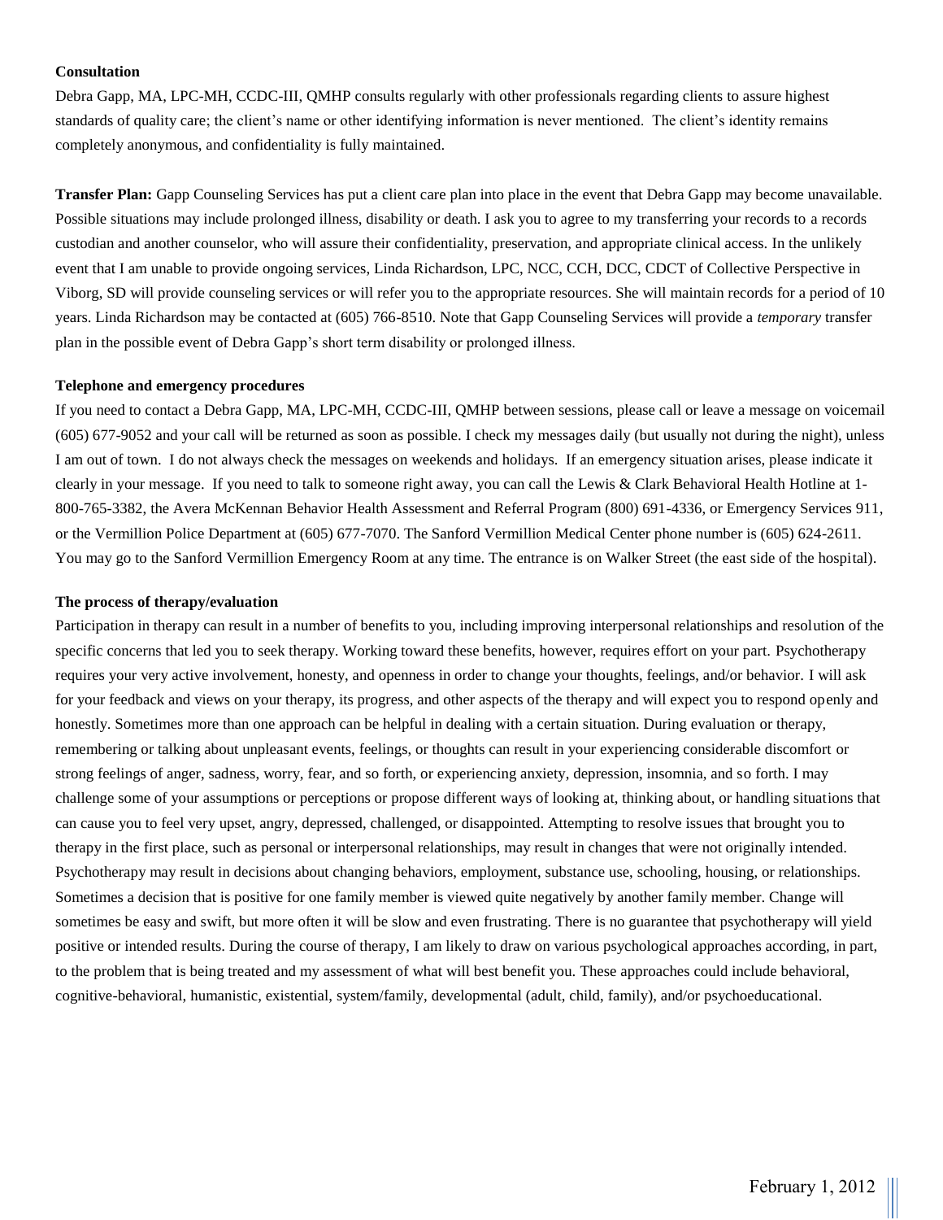**Consultation**

Debra Gapp, MA, LPC-MH, CCDC-III, QMHP consults regularly with other professionals regarding clients to assure highest standards of quality care; the client's name or other identifying information is never mentioned. The client's identity remains completely anonymous, and confidentiality is fully maintained.

**Transfer Plan:** Gapp Counseling Services has put a client care plan into place in the event that Debra Gapp may become unavailable. Possible situations may include prolonged illness, disability or death. I ask you to agree to my transferring your records to a records custodian and another counselor, who will assure their confidentiality, preservation, and appropriate clinical access. In the unlikely event that I am unable to provide ongoing services, Linda Richardson, LPC, NCC, CCH, DCC, CDCT of Collective Perspective in Viborg, SD will provide counseling services or will refer you to the appropriate resources. She will maintain records for a period of 10 years. Linda Richardson may be contacted at (605) 766-8510. Note that Gapp Counseling Services will provide a *temporary* transfer plan in the possible event of Debra Gapp's short term disability or prolonged illness.

**Telephone and emergency procedures**

If you need to contact a Debra Gapp, MA, LPC-MH, CCDC-III, QMHP between sessions, please call or leave a message on voicemail (605) 677-9052 and your call will be returned as soon as possible. I check my messages daily (but usually not during the night), unless I am out of town. I do not always check the messages on weekends and holidays. If an emergency situation arises, please indicate it clearly in your message. If you need to talk to someone right away, you can call the Lewis & Clark Behavioral Health Hotline at 1-800-765-3382, the Avera McKennan Behavior Health Assessment and Referral Program (800) 691-4336, or Emergency Services 911, or the Vermillion Police Department at (605) 677-7070. The Sanford Vermillion Medical Center phone number is (605) 624-2611. You may go to the Sanford Vermillion Emergency Room at any time. The entrance is on Walker Street (the east side of the hospital).

**The process of therapy/evaluation**

Participation in therapy can result in a number of benefits to you, including improving interpersonal relationships and resolution of the specific concerns that led you to seek therapy. Working toward these benefits, however, requires effort on your part. Psychotherapy requires your very active involvement, honesty, and openness in order to change your thoughts, feelings, and/or behavior. I will ask for your feedback and views on your therapy, its progress, and other aspects of the therapy and will expect you to respond openly and honestly. Sometimes more than one approach can be helpful in dealing with a certain situation. During evaluation or therapy, remembering or talking about unpleasant events, feelings, or thoughts can result in your experiencing considerable discomfort or strong feelings of anger, sadness, worry, fear, and so forth, or experiencing anxiety, depression, insomnia, and so forth. I may challenge some of your assumptions or perceptions or propose different ways of looking at, thinking about, or handling situations that can cause you to feel very upset, angry, depressed, challenged, or disappointed. Attempting to resolve issues that brought you to therapy in the first place, such as personal or interpersonal relationships, may result in changes that were not originally intended. Psychotherapy may result in decisions about changing behaviors, employment, substance use, schooling, housing, or relationships. Sometimes a decision that is positive for one family member is viewed quite negatively by another family member. Change will sometimes be easy and swift, but more often it will be slow and even frustrating. There is no guarantee that psychotherapy will yield positive or intended results. During the course of therapy, I am likely to draw on various psychological approaches according, in part, to the problem that is being treated and my assessment of what will best benefit you. These approaches could include behavioral, cognitive-behavioral, humanistic, existential, system/family, developmental (adult, child, family), and/or psychoeducational.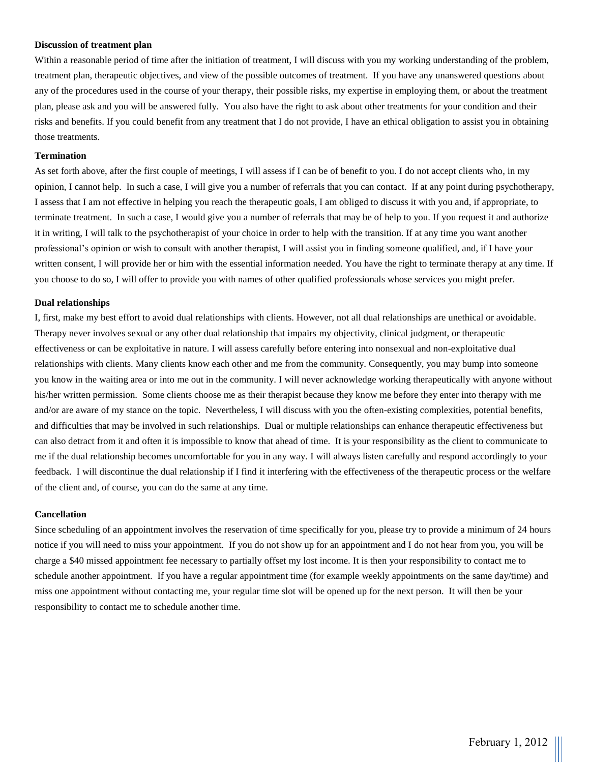**Discussion of treatment plan**

Within a reasonable period of time after the initiation of treatment, I will discuss with you my working understanding of the problem, treatment plan, therapeutic objectives, and view of the possible outcomes of treatment. If you have any unanswered questions about any of the procedures used in the course of your therapy, their possible risks, my expertise in employing them, or about the treatment plan, please ask and you will be answered fully. You also have the right to ask about other treatments for your condition and their risks and benefits. If you could benefit from any treatment that I do not provide, I have an ethical obligation to assist you in obtaining those treatments.

**Termination**

As set forth above, after the first couple of meetings, I will assess if I can be of benefit to you. I do not accept clients who, in my opinion, I cannot help. In such a case, I will give you a number of referrals that you can contact. If at any point during psychotherapy, I assess that I am not effective in helping you reach the therapeutic goals, I am obliged to discuss it with you and, if appropriate, to terminate treatment. In such a case, I would give you a number of referrals that may be of help to you. If you request it and authorize it in writing, I will talk to the psychotherapist of your choice in order to help with the transition. If at any time you want another professional's opinion or wish to consult with another therapist, I will assist you in finding someone qualified, and, if I have your written consent, I will provide her or him with the essential information needed. You have the right to terminate therapy at any time. If you choose to do so, I will offer to provide you with names of other qualified professionals whose services you might prefer.

**Dual relationships**

I, first, make my best effort to avoid dual relationships with clients. However, not all dual relationships are unethical or avoidable. Therapy never involves sexual or any other dual relationship that impairs my objectivity, clinical judgment, or therapeutic effectiveness or can be exploitative in nature. I will assess carefully before entering into nonsexual and non-exploitative dual relationships with clients. Many clients know each other and me from the community. Consequently, you may bump into someone you know in the waiting area or into me out in the community. I will never acknowledge working therapeutically with anyone without his/her written permission. Some clients choose me as their therapist because they know me before they enter into therapy with me and/or are aware of my stance on the topic. Nevertheless, I will discuss with you the often-existing complexities, potential benefits, and difficulties that may be involved in such relationships. Dual or multiple relationships can enhance therapeutic effectiveness but can also detract from it and often it is impossible to know that ahead of time. It is your responsibility as the client to communicate to me if the dual relationship becomes uncomfortable for you in any way. I will always listen carefully and respond accordingly to your feedback. I will discontinue the dual relationship if I find it interfering with the effectiveness of the therapeutic process or the welfare of the client and, of course, you can do the same at any time.

**Cancellation**

Since scheduling of an appointment involves the reservation of time specifically for you, please try to provide a minimum of 24 hours notice if you will need to miss your appointment. If you do not show up for an appointment and I do not hear from you, you will be charge a $40 missed appointment fee necessary to partially offset my lost income. It is then your responsibility to contact me to schedule another appointment. If you have a regular appointment time (for example weekly appointments on the same day/time) and miss one appointment without contacting me, your regular time slot will be opened up for the next person. It will then be your responsibility to contact me to schedule another time.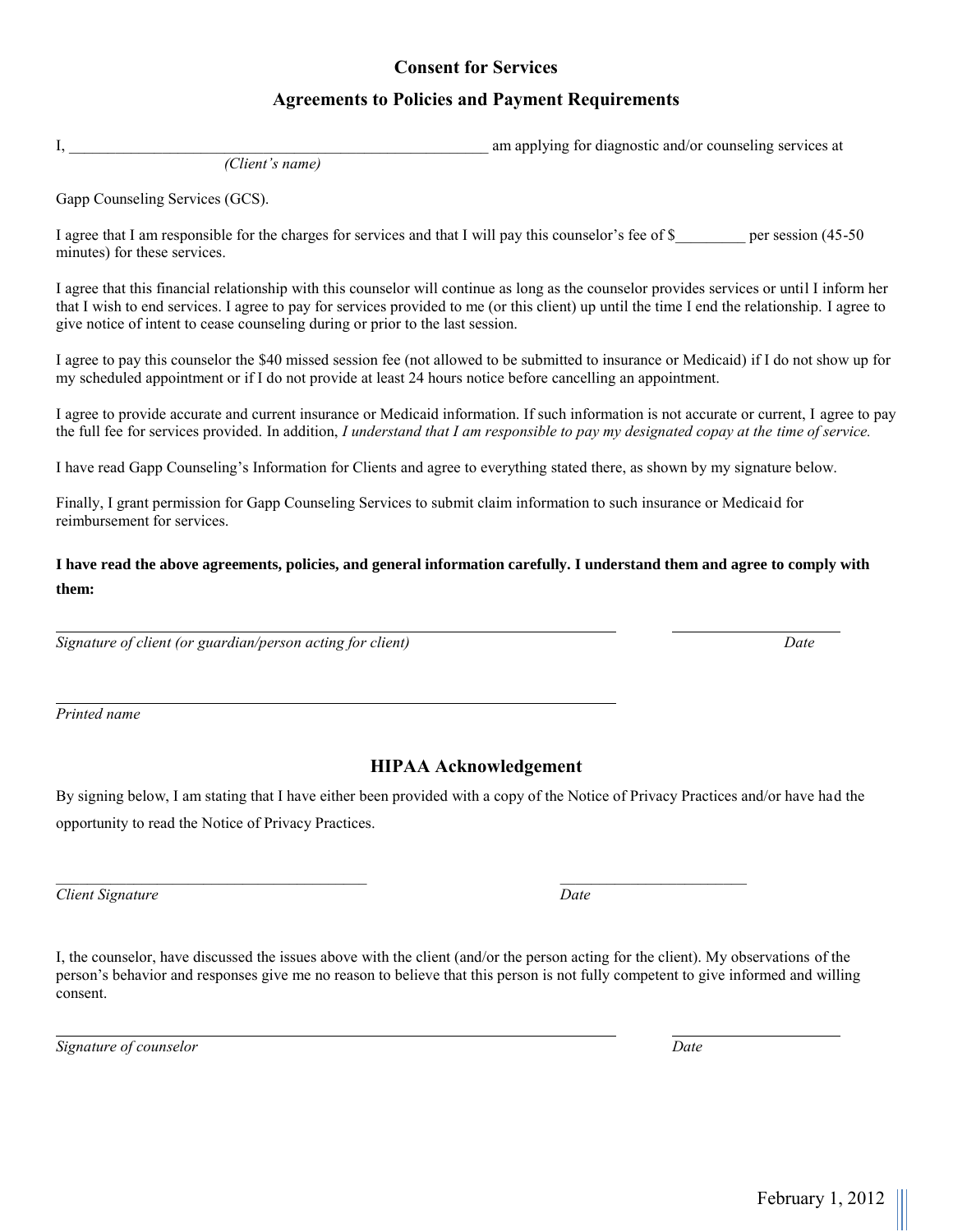## Consent for Services

## Agreements to Policies and Payment Requirements

I, ______________________________________________________ am applying for diagnostic and/or counseling services at
*(Client's name)*

Gapp Counseling Services (GCS).

I agree that I am responsible for the charges for services and that I will pay this counselor's fee of $_________ per session (45-50 minutes) for these services.

I agree that this financial relationship with this counselor will continue as long as the counselor provides services or until I inform her that I wish to end services. I agree to pay for services provided to me (or this client) up until the time I end the relationship. I agree to give notice of intent to cease counseling during or prior to the last session.

I agree to pay this counselor the $40 missed session fee (not allowed to be submitted to insurance or Medicaid) if I do not show up for my scheduled appointment or if I do not provide at least 24 hours notice before cancelling an appointment.

I agree to provide accurate and current insurance or Medicaid information. If such information is not accurate or current, I agree to pay the full fee for services provided. In addition, *I understand that I am responsible to pay my designated copay at the time of service.*

I have read Gapp Counseling's Information for Clients and agree to everything stated there, as shown by my signature below.

Finally, I grant permission for Gapp Counseling Services to submit claim information to such insurance or Medicaid for reimbursement for services.

**I have read the above agreements, policies, and general information carefully. I understand them and agree to comply with them:**

_________________________________________________________________ ____________________
*Signature of client (or guardian/person acting for client)* *Date*

_________________________________________________________________
*Printed name*

## HIPAA Acknowledgement

By signing below, I am stating that I have either been provided with a copy of the Notice of Privacy Practices and/or have had the opportunity to read the Notice of Privacy Practices.

_______________________________________ ________________________
*Client Signature* *Date*

I, the counselor, have discussed the issues above with the client (and/or the person acting for the client). My observations of the person's behavior and responses give me no reason to believe that this person is not fully competent to give informed and willing consent.

_________________________________________________________________ ____________________
*Signature of counselor* *Date*

February 1, 2012